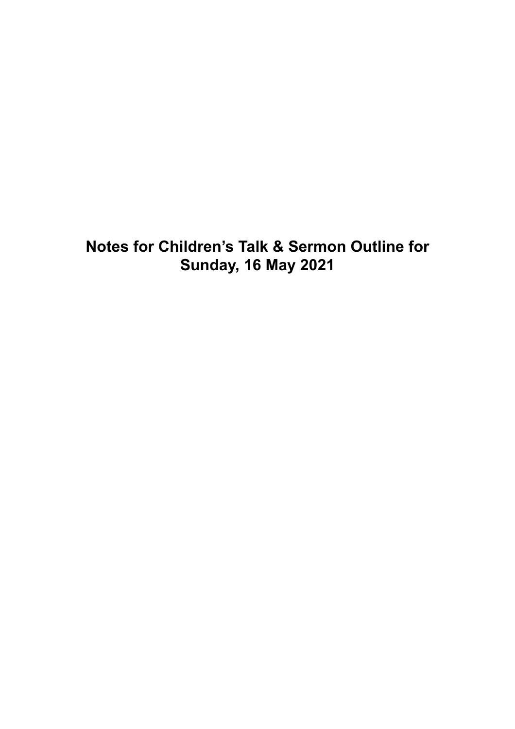# Notes for Children's Talk & Sermon Outline for Sunday, 16 May 2021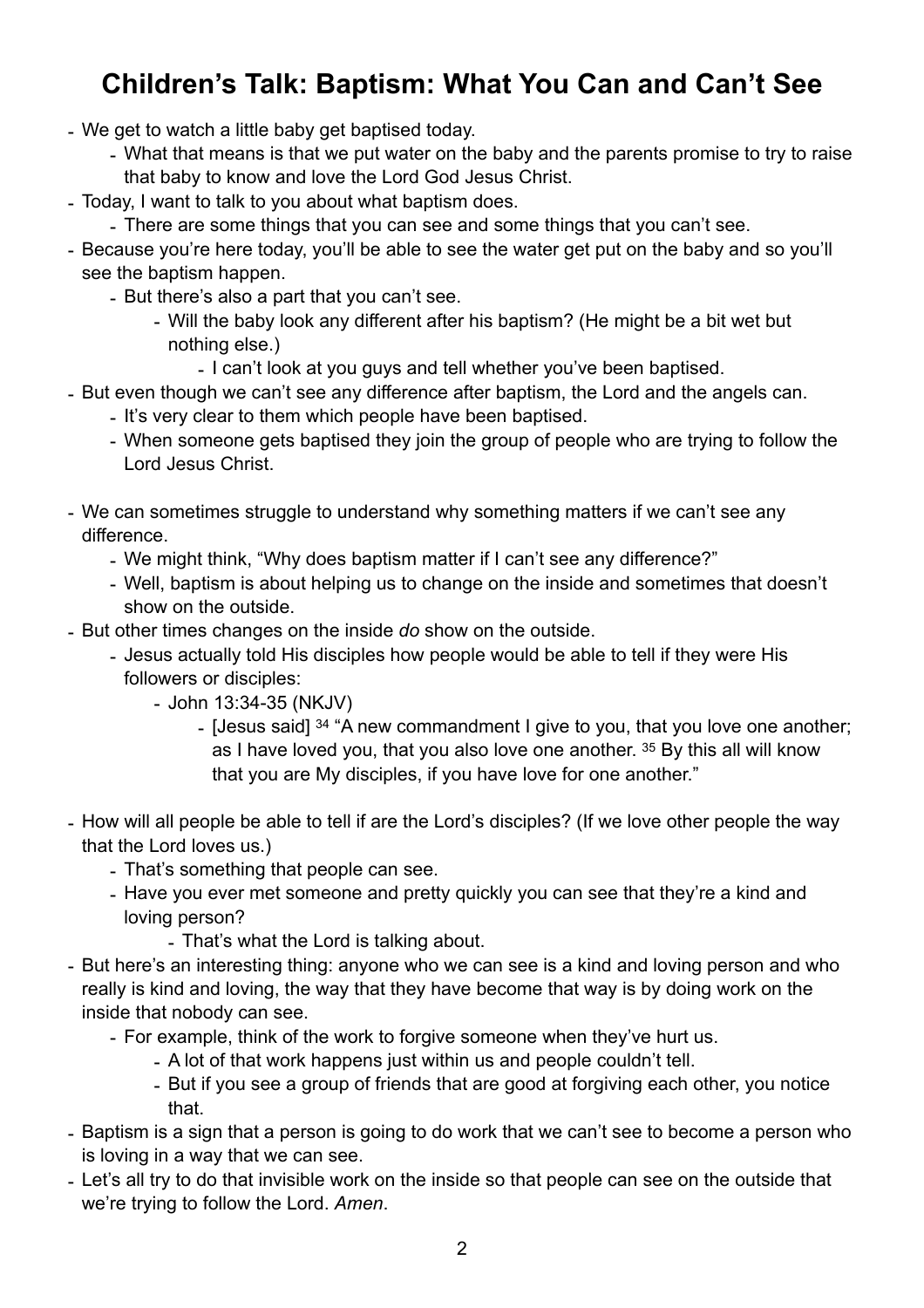# Children's Talk: Baptism: What You Can and Can't See

- We get to watch a little baby get baptised today.
  - What that means is that we put water on the baby and the parents promise to try to raise that baby to know and love the Lord God Jesus Christ.
- Today, I want to talk to you about what baptism does.
  - There are some things that you can see and some things that you can't see.
- Because you're here today, you'll be able to see the water get put on the baby and so you'll see the baptism happen.
  - But there's also a part that you can't see.
    - Will the baby look any different after his baptism? (He might be a bit wet but nothing else.)
      - I can't look at you guys and tell whether you've been baptised.
- But even though we can't see any difference after baptism, the Lord and the angels can.
  - It's very clear to them which people have been baptised.
  - When someone gets baptised they join the group of people who are trying to follow the Lord Jesus Christ.

- We can sometimes struggle to understand why something matters if we can't see any difference.
  - We might think, "Why does baptism matter if I can't see any difference?"
  - Well, baptism is about helping us to change on the inside and sometimes that doesn't show on the outside.
- But other times changes on the inside *do* show on the outside.
  - Jesus actually told His disciples how people would be able to tell if they were His followers or disciples:
    - John 13:34-35 (NKJV)
      - [Jesus said] [34] "A new commandment I give to you, that you love one another; as I have loved you, that you also love one another. [35] By this all will know that you are My disciples, if you have love for one another."

- How will all people be able to tell if are the Lord's disciples? (If we love other people the way that the Lord loves us.)
  - That's something that people can see.
  - Have you ever met someone and pretty quickly you can see that they're a kind and loving person?
    - That's what the Lord is talking about.
- But here's an interesting thing: anyone who we can see is a kind and loving person and who really is kind and loving, the way that they have become that way is by doing work on the inside that nobody can see.
  - For example, think of the work to forgive someone when they've hurt us.
    - A lot of that work happens just within us and people couldn't tell.
    - But if you see a group of friends that are good at forgiving each other, you notice that.
- Baptism is a sign that a person is going to do work that we can't see to become a person who is loving in a way that we can see.
- Let's all try to do that invisible work on the inside so that people can see on the outside that we're trying to follow the Lord. *Amen*.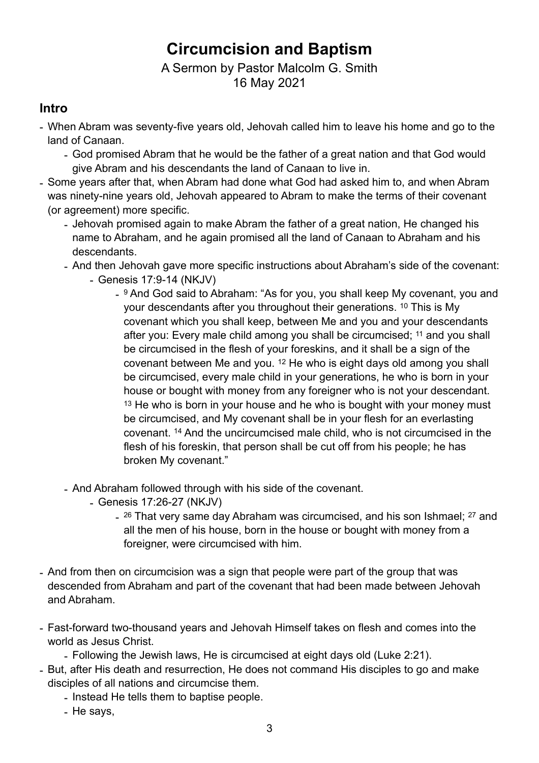# Circumcision and Baptism

A Sermon by Pastor Malcolm G. Smith
16 May 2021

## Intro

- When Abram was seventy-five years old, Jehovah called him to leave his home and go to the land of Canaan.
    - God promised Abram that he would be the father of a great nation and that God would give Abram and his descendants the land of Canaan to live in.
- Some years after that, when Abram had done what God had asked him to, and when Abram was ninety-nine years old, Jehovah appeared to Abram to make the terms of their covenant (or agreement) more specific.
    - Jehovah promised again to make Abram the father of a great nation, He changed his name to Abraham, and he again promised all the land of Canaan to Abraham and his descendants.
    - And then Jehovah gave more specific instructions about Abraham's side of the covenant:
        - Genesis 17:9-14 (NKJV)
            - [9] And God said to Abraham: "As for you, you shall keep My covenant, you and your descendants after you throughout their generations. [10] This is My covenant which you shall keep, between Me and you and your descendants after you: Every male child among you shall be circumcised; [11] and you shall be circumcised in the flesh of your foreskins, and it shall be a sign of the covenant between Me and you. [12] He who is eight days old among you shall be circumcised, every male child in your generations, he who is born in your house or bought with money from any foreigner who is not your descendant. [13] He who is born in your house and he who is bought with your money must be circumcised, and My covenant shall be in your flesh for an everlasting covenant. [14] And the uncircumcised male child, who is not circumcised in the flesh of his foreskin, that person shall be cut off from his people; he has broken My covenant."
    - And Abraham followed through with his side of the covenant.
        - Genesis 17:26-27 (NKJV)
            - [26] That very same day Abraham was circumcised, and his son Ishmael; [27] and all the men of his house, born in the house or bought with money from a foreigner, were circumcised with him.
- And from then on circumcision was a sign that people were part of the group that was descended from Abraham and part of the covenant that had been made between Jehovah and Abraham.
- Fast-forward two-thousand years and Jehovah Himself takes on flesh and comes into the world as Jesus Christ.
    - Following the Jewish laws, He is circumcised at eight days old (Luke 2:21).
- But, after His death and resurrection, He does not command His disciples to go and make disciples of all nations and circumcise them.
    - Instead He tells them to baptise people.
    - He says,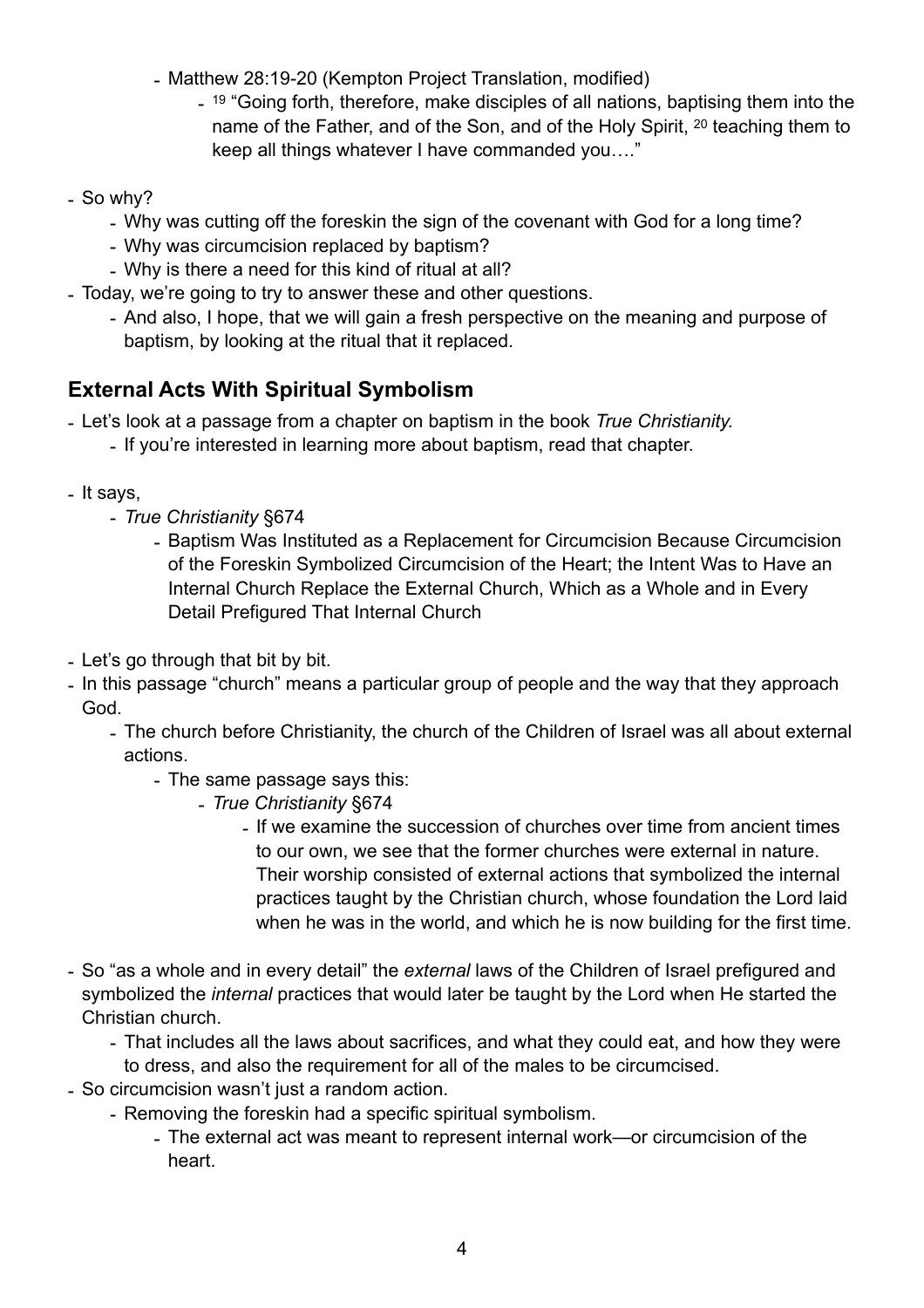- Matthew 28:19-20 (Kempton Project Translation, modified)
    - [19] "Going forth, therefore, make disciples of all nations, baptising them into the name of the Father, and of the Son, and of the Holy Spirit, [20] teaching them to keep all things whatever I have commanded you…."

- So why?
    - Why was cutting off the foreskin the sign of the covenant with God for a long time?
    - Why was circumcision replaced by baptism?
    - Why is there a need for this kind of ritual at all?
- Today, we're going to try to answer these and other questions.
    - And also, I hope, that we will gain a fresh perspective on the meaning and purpose of baptism, by looking at the ritual that it replaced.

## External Acts With Spiritual Symbolism

- Let's look at a passage from a chapter on baptism in the book *True Christianity.*
    - If you're interested in learning more about baptism, read that chapter.

- It says,
    - *True Christianity* §674
        - Baptism Was Instituted as a Replacement for Circumcision Because Circumcision of the Foreskin Symbolized Circumcision of the Heart; the Intent Was to Have an Internal Church Replace the External Church, Which as a Whole and in Every Detail Prefigured That Internal Church

- Let's go through that bit by bit.
- In this passage "church" means a particular group of people and the way that they approach God.
    - The church before Christianity, the church of the Children of Israel was all about external actions.
        - The same passage says this:
            - *True Christianity* §674
                - If we examine the succession of churches over time from ancient times to our own, we see that the former churches were external in nature. Their worship consisted of external actions that symbolized the internal practices taught by the Christian church, whose foundation the Lord laid when he was in the world, and which he is now building for the first time.

- So "as a whole and in every detail" the *external* laws of the Children of Israel prefigured and symbolized the *internal* practices that would later be taught by the Lord when He started the Christian church.
    - That includes all the laws about sacrifices, and what they could eat, and how they were to dress, and also the requirement for all of the males to be circumcised.
- So circumcision wasn't just a random action.
    - Removing the foreskin had a specific spiritual symbolism.
        - The external act was meant to represent internal work—or circumcision of the heart.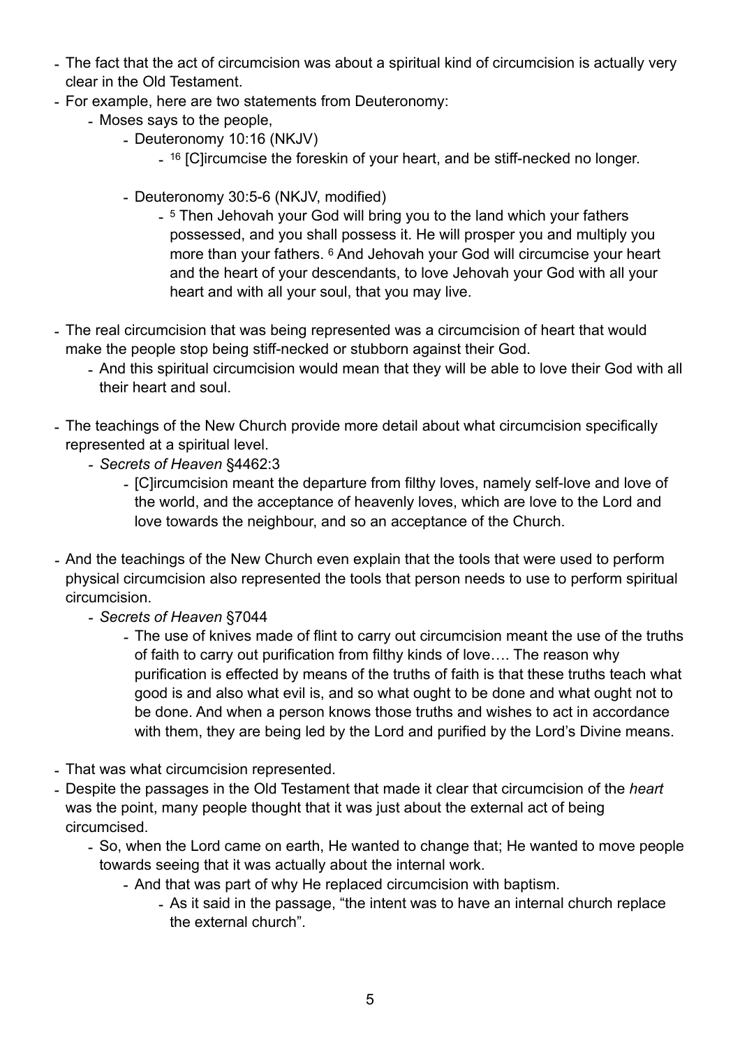- The fact that the act of circumcision was about a spiritual kind of circumcision is actually very clear in the Old Testament.
- For example, here are two statements from Deuteronomy:
    - Moses says to the people,
        - Deuteronomy 10:16 (NKJV)
            - [16] [C]ircumcise the foreskin of your heart, and be stiff-necked no longer.
        - Deuteronomy 30:5-6 (NKJV, modified)
            - [5] Then Jehovah your God will bring you to the land which your fathers possessed, and you shall possess it. He will prosper you and multiply you more than your fathers. [6] And Jehovah your God will circumcise your heart and the heart of your descendants, to love Jehovah your God with all your heart and with all your soul, that you may live.
- The real circumcision that was being represented was a circumcision of heart that would make the people stop being stiff-necked or stubborn against their God.
    - And this spiritual circumcision would mean that they will be able to love their God with all their heart and soul.
- The teachings of the New Church provide more detail about what circumcision specifically represented at a spiritual level.
    - *Secrets of Heaven* §4462:3
        - [C]ircumcision meant the departure from filthy loves, namely self-love and love of the world, and the acceptance of heavenly loves, which are love to the Lord and love towards the neighbour, and so an acceptance of the Church.
- And the teachings of the New Church even explain that the tools that were used to perform physical circumcision also represented the tools that person needs to use to perform spiritual circumcision.
    - *Secrets of Heaven* §7044
        - The use of knives made of flint to carry out circumcision meant the use of the truths of faith to carry out purification from filthy kinds of love…. The reason why purification is effected by means of the truths of faith is that these truths teach what good is and also what evil is, and so what ought to be done and what ought not to be done. And when a person knows those truths and wishes to act in accordance with them, they are being led by the Lord and purified by the Lord's Divine means.
- That was what circumcision represented.
- Despite the passages in the Old Testament that made it clear that circumcision of the *heart* was the point, many people thought that it was just about the external act of being circumcised.
    - So, when the Lord came on earth, He wanted to change that; He wanted to move people towards seeing that it was actually about the internal work.
        - And that was part of why He replaced circumcision with baptism.
            - As it said in the passage, "the intent was to have an internal church replace the external church".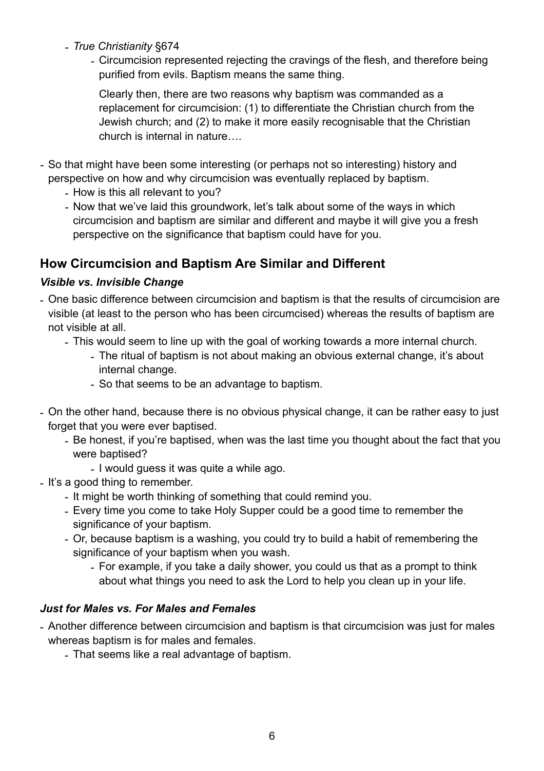- *True Christianity* §674
    - Circumcision represented rejecting the cravings of the flesh, and therefore being purified from evils. Baptism means the same thing.

      Clearly then, there are two reasons why baptism was commanded as a replacement for circumcision: (1) to differentiate the Christian church from the Jewish church; and (2) to make it more easily recognisable that the Christian church is internal in nature….

- So that might have been some interesting (or perhaps not so interesting) history and perspective on how and why circumcision was eventually replaced by baptism.
    - How is this all relevant to you?
    - Now that we've laid this groundwork, let's talk about some of the ways in which circumcision and baptism are similar and different and maybe it will give you a fresh perspective on the significance that baptism could have for you.

## How Circumcision and Baptism Are Similar and Different

### *Visible vs. Invisible Change*

- One basic difference between circumcision and baptism is that the results of circumcision are visible (at least to the person who has been circumcised) whereas the results of baptism are not visible at all.
    - This would seem to line up with the goal of working towards a more internal church.
        - The ritual of baptism is not about making an obvious external change, it's about internal change.
        - So that seems to be an advantage to baptism.

- On the other hand, because there is no obvious physical change, it can be rather easy to just forget that you were ever baptised.
    - Be honest, if you're baptised, when was the last time you thought about the fact that you were baptised?
        - I would guess it was quite a while ago.
- It's a good thing to remember.
    - It might be worth thinking of something that could remind you.
    - Every time you come to take Holy Supper could be a good time to remember the significance of your baptism.
    - Or, because baptism is a washing, you could try to build a habit of remembering the significance of your baptism when you wash.
        - For example, if you take a daily shower, you could us that as a prompt to think about what things you need to ask the Lord to help you clean up in your life.

### *Just for Males vs. For Males and Females*

- Another difference between circumcision and baptism is that circumcision was just for males whereas baptism is for males and females.
    - That seems like a real advantage of baptism.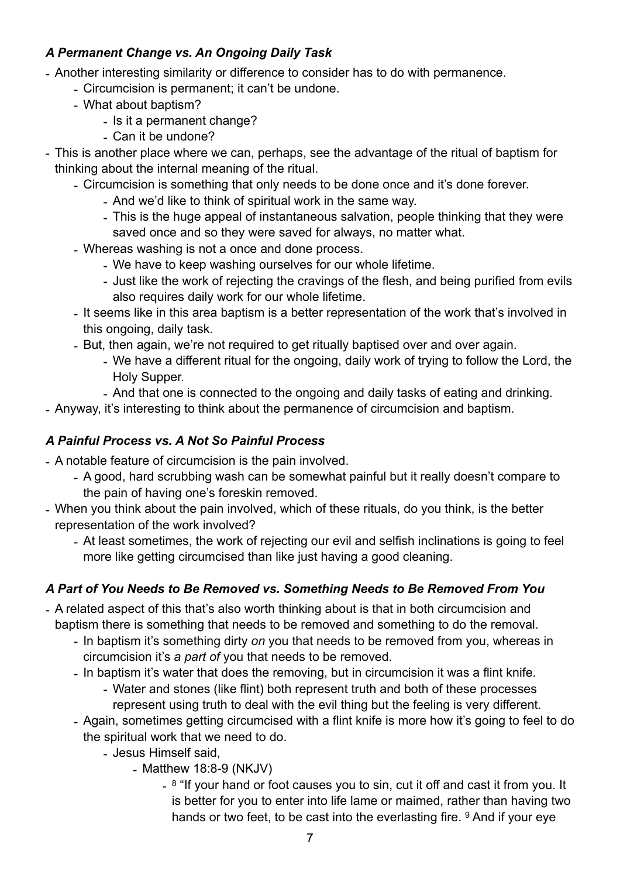### *A Permanent Change vs. An Ongoing Daily Task*

- Another interesting similarity or difference to consider has to do with permanence.
    - Circumcision is permanent; it can't be undone.
    - What about baptism?
        - Is it a permanent change?
        - Can it be undone?
- This is another place where we can, perhaps, see the advantage of the ritual of baptism for thinking about the internal meaning of the ritual.
    - Circumcision is something that only needs to be done once and it's done forever.
        - And we'd like to think of spiritual work in the same way.
        - This is the huge appeal of instantaneous salvation, people thinking that they were saved once and so they were saved for always, no matter what.
    - Whereas washing is not a once and done process.
        - We have to keep washing ourselves for our whole lifetime.
        - Just like the work of rejecting the cravings of the flesh, and being purified from evils also requires daily work for our whole lifetime.
    - It seems like in this area baptism is a better representation of the work that's involved in this ongoing, daily task.
    - But, then again, we're not required to get ritually baptised over and over again.
        - We have a different ritual for the ongoing, daily work of trying to follow the Lord, the Holy Supper.
        - And that one is connected to the ongoing and daily tasks of eating and drinking.
- Anyway, it's interesting to think about the permanence of circumcision and baptism.

### *A Painful Process vs. A Not So Painful Process*

- A notable feature of circumcision is the pain involved.
    - A good, hard scrubbing wash can be somewhat painful but it really doesn't compare to the pain of having one's foreskin removed.
- When you think about the pain involved, which of these rituals, do you think, is the better representation of the work involved?
    - At least sometimes, the work of rejecting our evil and selfish inclinations is going to feel more like getting circumcised than like just having a good cleaning.

### *A Part of You Needs to Be Removed vs. Something Needs to Be Removed From You*

- A related aspect of this that's also worth thinking about is that in both circumcision and baptism there is something that needs to be removed and something to do the removal.
    - In baptism it's something dirty *on* you that needs to be removed from you, whereas in circumcision it's *a part of* you that needs to be removed.
    - In baptism it's water that does the removing, but in circumcision it was a flint knife.
        - Water and stones (like flint) both represent truth and both of these processes represent using truth to deal with the evil thing but the feeling is very different.
    - Again, sometimes getting circumcised with a flint knife is more how it's going to feel to do the spiritual work that we need to do.
        - Jesus Himself said,
            - Matthew 18:8-9 (NKJV)
                - [8] "If your hand or foot causes you to sin, cut it off and cast it from you. It is better for you to enter into life lame or maimed, rather than having two hands or two feet, to be cast into the everlasting fire. [9] And if your eye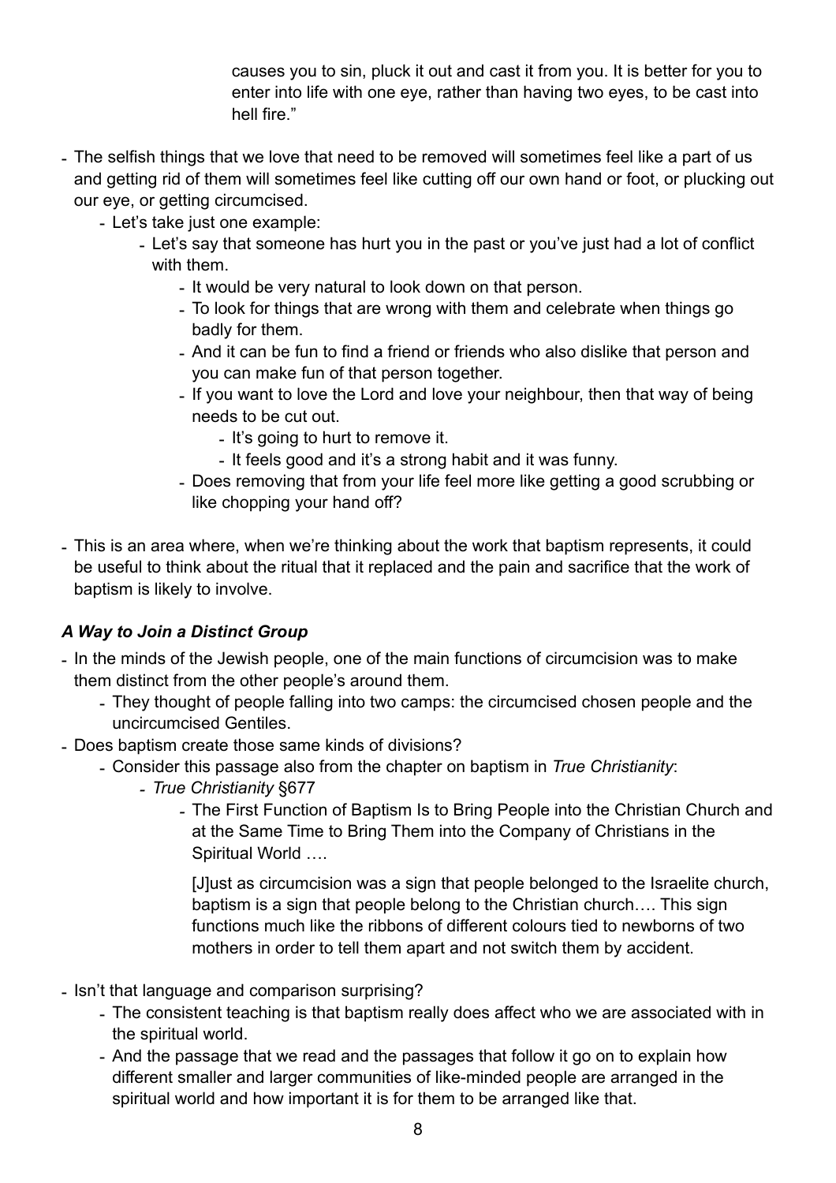causes you to sin, pluck it out and cast it from you. It is better for you to enter into life with one eye, rather than having two eyes, to be cast into hell fire."

- The selfish things that we love that need to be removed will sometimes feel like a part of us and getting rid of them will sometimes feel like cutting off our own hand or foot, or plucking out our eye, or getting circumcised.
    - Let's take just one example:
        - Let's say that someone has hurt you in the past or you've just had a lot of conflict with them.
            - It would be very natural to look down on that person.
            - To look for things that are wrong with them and celebrate when things go badly for them.
            - And it can be fun to find a friend or friends who also dislike that person and you can make fun of that person together.
            - If you want to love the Lord and love your neighbour, then that way of being needs to be cut out.
                - It's going to hurt to remove it.
                - It feels good and it's a strong habit and it was funny.
            - Does removing that from your life feel more like getting a good scrubbing or like chopping your hand off?

- This is an area where, when we're thinking about the work that baptism represents, it could be useful to think about the ritual that it replaced and the pain and sacrifice that the work of baptism is likely to involve.

### *A Way to Join a Distinct Group*

- In the minds of the Jewish people, one of the main functions of circumcision was to make them distinct from the other people's around them.
    - They thought of people falling into two camps: the circumcised chosen people and the uncircumcised Gentiles.
- Does baptism create those same kinds of divisions?
    - Consider this passage also from the chapter on baptism in *True Christianity*:
        - *True Christianity* §677
            - The First Function of Baptism Is to Bring People into the Christian Church and at the Same Time to Bring Them into the Company of Christians in the Spiritual World ….

              [J]ust as circumcision was a sign that people belonged to the Israelite church, baptism is a sign that people belong to the Christian church…. This sign functions much like the ribbons of different colours tied to newborns of two mothers in order to tell them apart and not switch them by accident.

- Isn't that language and comparison surprising?
    - The consistent teaching is that baptism really does affect who we are associated with in the spiritual world.
    - And the passage that we read and the passages that follow it go on to explain how different smaller and larger communities of like-minded people are arranged in the spiritual world and how important it is for them to be arranged like that.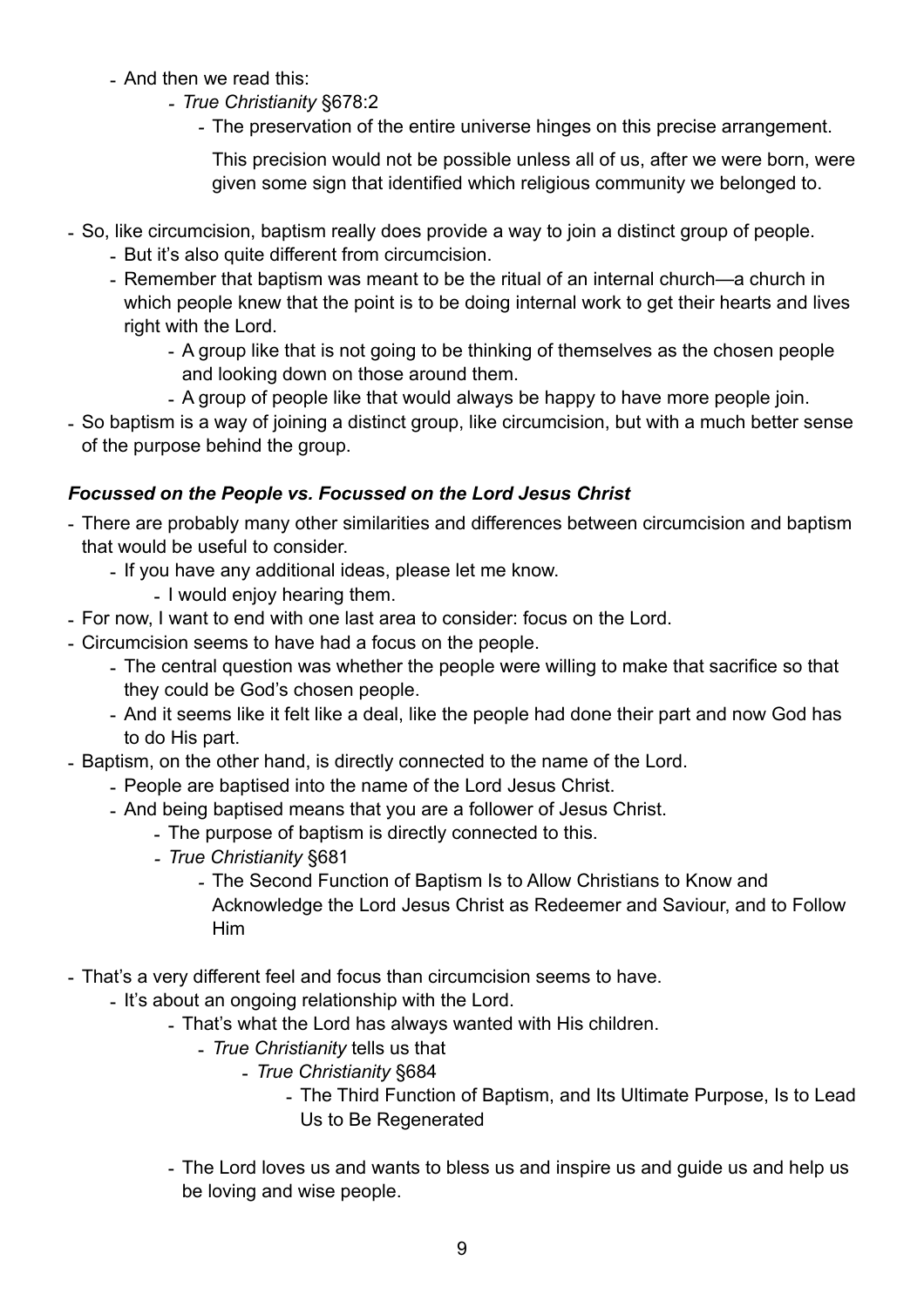- And then we read this:
    - *True Christianity* §678:2
        - The preservation of the entire universe hinges on this precise arrangement.

          This precision would not be possible unless all of us, after we were born, were given some sign that identified which religious community we belonged to.

- So, like circumcision, baptism really does provide a way to join a distinct group of people.
    - But it's also quite different from circumcision.
    - Remember that baptism was meant to be the ritual of an internal church—a church in which people knew that the point is to be doing internal work to get their hearts and lives right with the Lord.
        - A group like that is not going to be thinking of themselves as the chosen people and looking down on those around them.
        - A group of people like that would always be happy to have more people join.
- So baptism is a way of joining a distinct group, like circumcision, but with a much better sense of the purpose behind the group.

### *Focussed on the People vs. Focussed on the Lord Jesus Christ*

- There are probably many other similarities and differences between circumcision and baptism that would be useful to consider.
    - If you have any additional ideas, please let me know.
        - I would enjoy hearing them.
- For now, I want to end with one last area to consider: focus on the Lord.
- Circumcision seems to have had a focus on the people.
    - The central question was whether the people were willing to make that sacrifice so that they could be God's chosen people.
    - And it seems like it felt like a deal, like the people had done their part and now God has to do His part.
- Baptism, on the other hand, is directly connected to the name of the Lord.
    - People are baptised into the name of the Lord Jesus Christ.
    - And being baptised means that you are a follower of Jesus Christ.
        - The purpose of baptism is directly connected to this.
        - *True Christianity* §681
            - The Second Function of Baptism Is to Allow Christians to Know and Acknowledge the Lord Jesus Christ as Redeemer and Saviour, and to Follow Him

- That's a very different feel and focus than circumcision seems to have.
    - It's about an ongoing relationship with the Lord.
        - That's what the Lord has always wanted with His children.
            - *True Christianity* tells us that
                - *True Christianity* §684
                    - The Third Function of Baptism, and Its Ultimate Purpose, Is to Lead Us to Be Regenerated

        - The Lord loves us and wants to bless us and inspire us and guide us and help us be loving and wise people.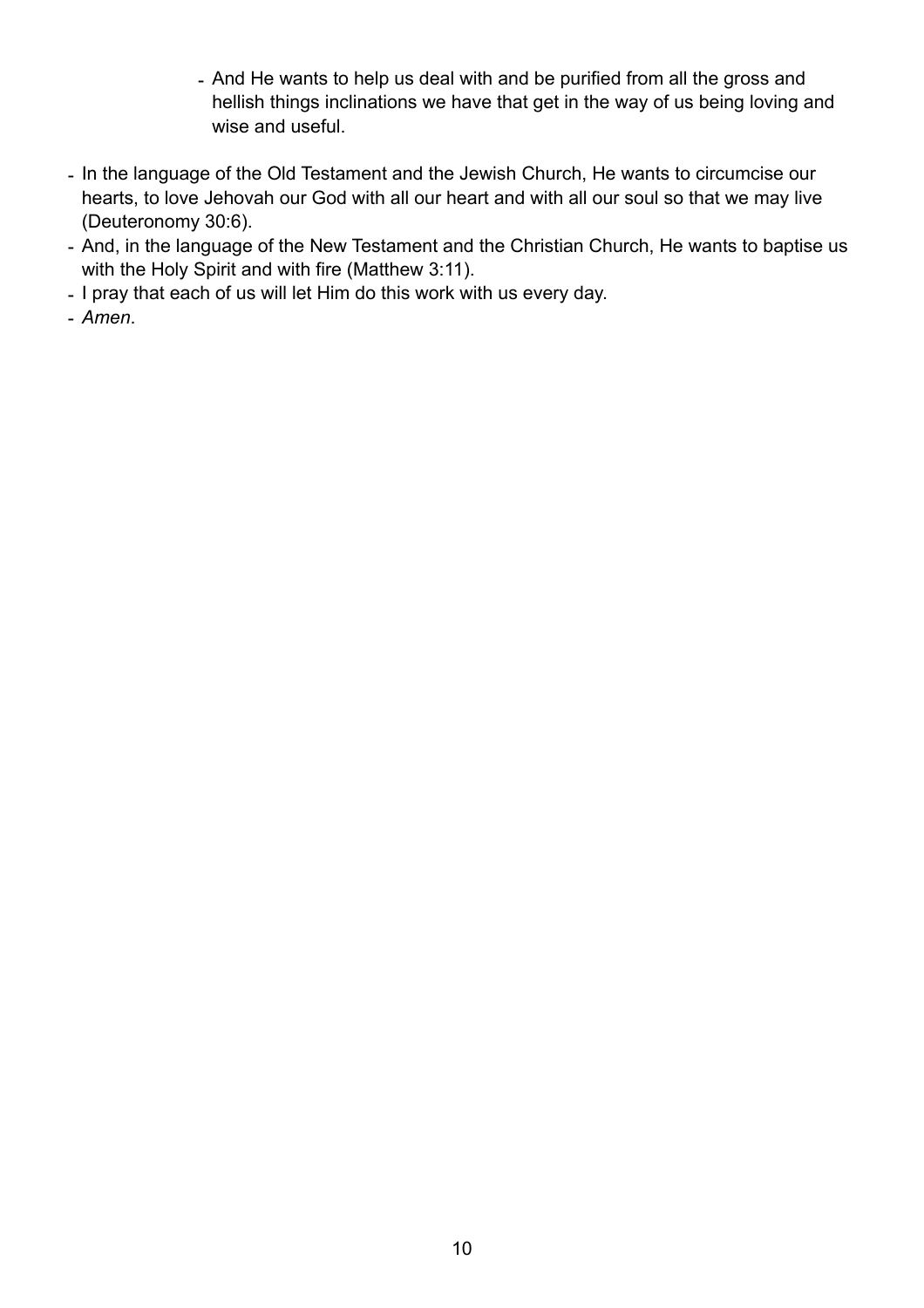- And He wants to help us deal with and be purified from all the gross and hellish things inclinations we have that get in the way of us being loving and wise and useful.
- In the language of the Old Testament and the Jewish Church, He wants to circumcise our hearts, to love Jehovah our God with all our heart and with all our soul so that we may live (Deuteronomy 30:6).
- And, in the language of the New Testament and the Christian Church, He wants to baptise us with the Holy Spirit and with fire (Matthew 3:11).
- I pray that each of us will let Him do this work with us every day.
- *Amen*.